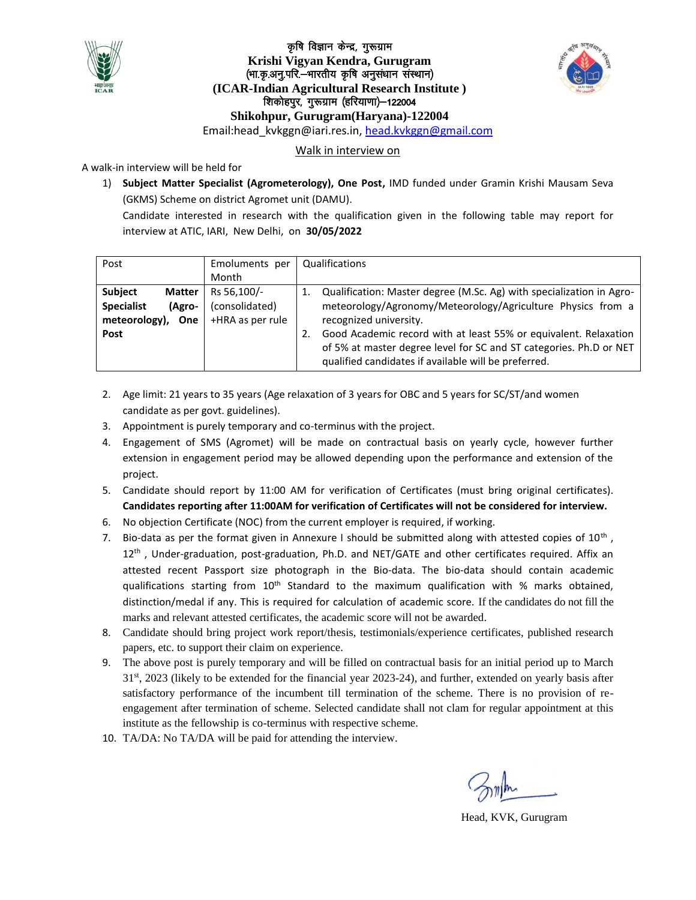# कृषि विज्ञान केन्द्र, गुरूग्राम

# Krishi Vigyan Kendra, Gurugram

(भा.कृ.अनु.परि.–भारतीय कृषि अनुसंधान संस्थान)

**(ICAR-Indian Agricultural Research Institute )**

शिकोहपुर, गुरूग्राम (हरियाणा)–122004

**Shikohpur, Gurugram(Haryana)-122004**

Email:head_kvkggn@iari.res.in, head.kvkggn@gmail.com

## Walk in interview on

A walk-in interview will be held for

1) **Subject Matter Specialist (Agrometerology), One Post,** IMD funded under Gramin Krishi Mausam Seva (GKMS) Scheme on district Agromet unit (DAMU).

   Candidate interested in research with the qualification given in the following table may report for interview at ATIC, IARI, New Delhi, on **30/05/2022**

| Post | Emoluments per Month | Qualifications |
|---|---|---|
| **Subject Matter Specialist (Agro-meteorology), One Post** | Rs 56,100/- (consolidated) +HRA as per rule | 1. Qualification: Master degree (M.Sc. Ag) with specialization in Agro-meteorology/Agronomy/Meteorology/Agriculture Physics from a recognized university.<br>2. Good Academic record with at least 55% or equivalent. Relaxation of 5% at master degree level for SC and ST categories. Ph.D or NET qualified candidates if available will be preferred. |

2. Age limit: 21 years to 35 years (Age relaxation of 3 years for OBC and 5 years for SC/ST/and women candidate as per govt. guidelines).
3. Appointment is purely temporary and co-terminus with the project.
4. Engagement of SMS (Agromet) will be made on contractual basis on yearly cycle, however further extension in engagement period may be allowed depending upon the performance and extension of the project.
5. Candidate should report by 11:00 AM for verification of Certificates (must bring original certificates). **Candidates reporting after 11:00AM for verification of Certificates will not be considered for interview.**
6. No objection Certificate (NOC) from the current employer is required, if working.
7. Bio-data as per the format given in Annexure I should be submitted along with attested copies of 10th , 12th , Under-graduation, post-graduation, Ph.D. and NET/GATE and other certificates required. Affix an attested recent Passport size photograph in the Bio-data. The bio-data should contain academic qualifications starting from 10th Standard to the maximum qualification with % marks obtained, distinction/medal if any. This is required for calculation of academic score. If the candidates do not fill the marks and relevant attested certificates, the academic score will not be awarded.
8. Candidate should bring project work report/thesis, testimonials/experience certificates, published research papers, etc. to support their claim on experience.
9. The above post is purely temporary and will be filled on contractual basis for an initial period up to March 31st, 2023 (likely to be extended for the financial year 2023-24), and further, extended on yearly basis after satisfactory performance of the incumbent till termination of the scheme. There is no provision of re-engagement after termination of scheme. Selected candidate shall not clam for regular appointment at this institute as the fellowship is co-terminus with respective scheme.
10. TA/DA: No TA/DA will be paid for attending the interview.

Head, KVK, Gurugram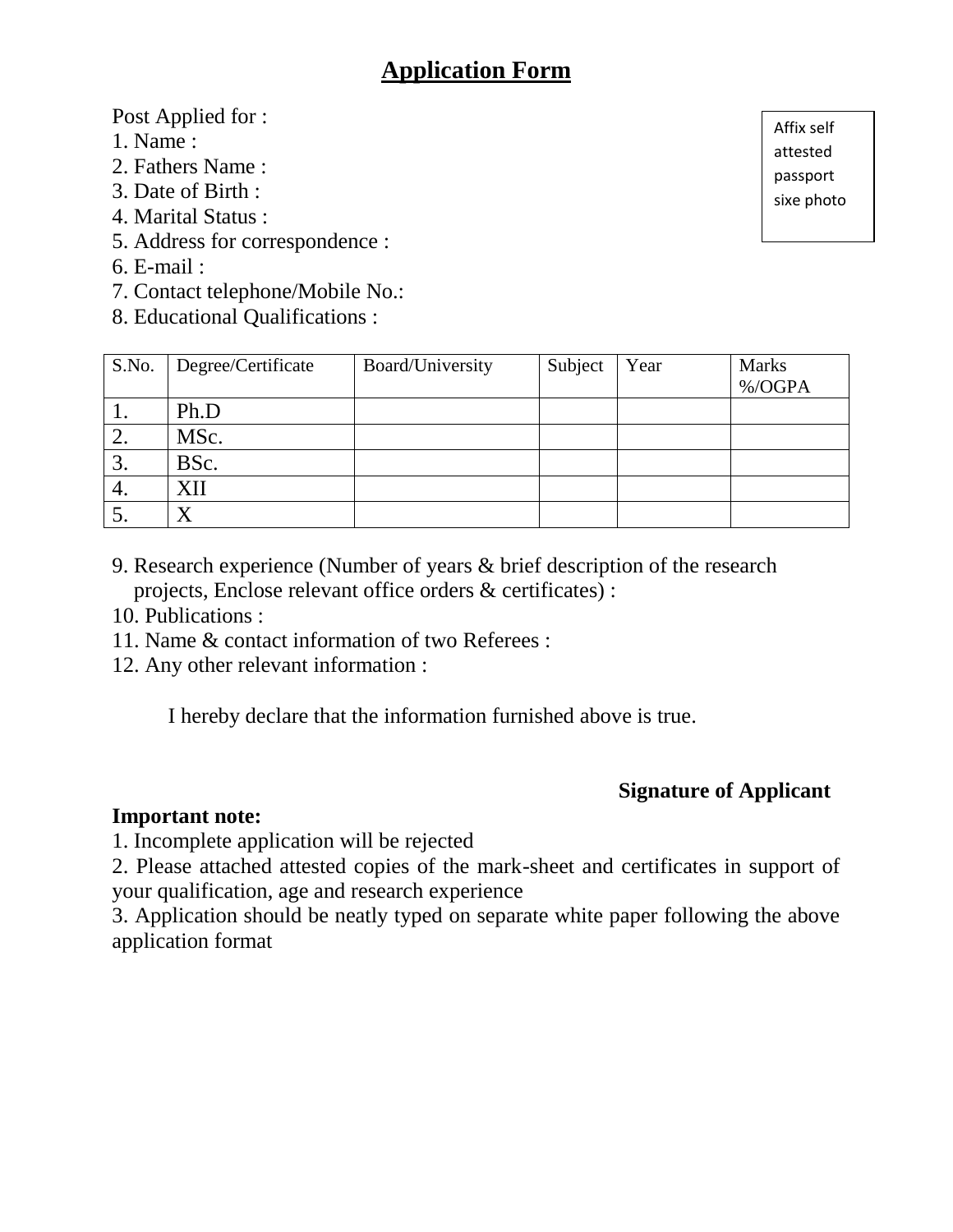# Application Form

Affix self attested passport sixe photo

Post Applied for :
1. Name :
2. Fathers Name :
3. Date of Birth :
4. Marital Status :
5. Address for correspondence :
6. E-mail :
7. Contact telephone/Mobile No.:
8. Educational Qualifications :

| S.No. | Degree/Certificate | Board/University | Subject | Year | Marks %/OGPA |
|---|---|---|---|---|---|
| 1. | Ph.D | | | | |
| 2. | MSc. | | | | |
| 3. | BSc. | | | | |
| 4. | XII | | | | |
| 5. | X | | | | |

9. Research experience (Number of years & brief description of the research projects, Enclose relevant office orders & certificates) :
10. Publications :
11. Name & contact information of two Referees :
12. Any other relevant information :

I hereby declare that the information furnished above is true.

**Signature of Applicant**

**Important note:**
1. Incomplete application will be rejected
2. Please attached attested copies of the mark-sheet and certificates in support of your qualification, age and research experience
3. Application should be neatly typed on separate white paper following the above application format